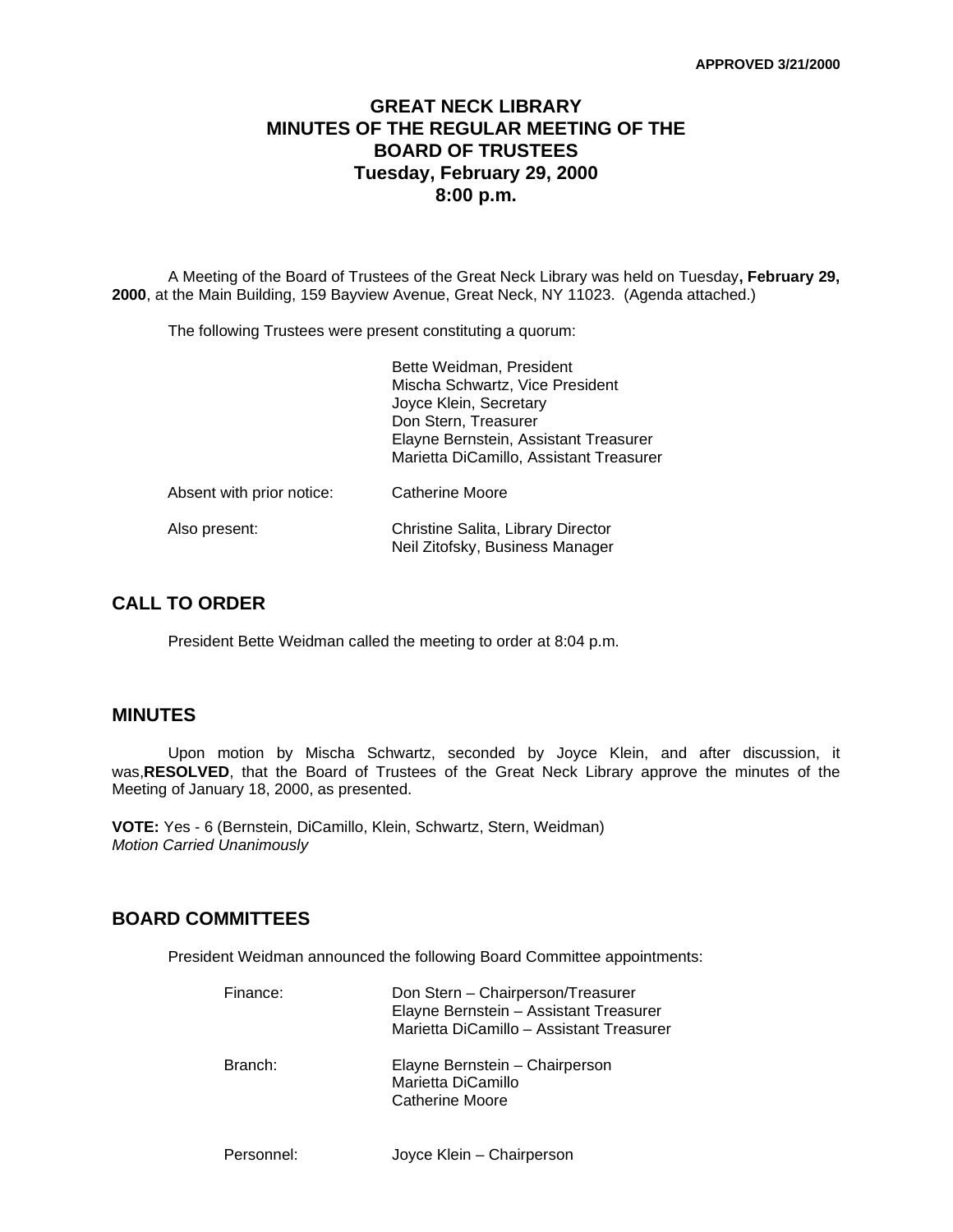APPROVED 3/21/2000

# GREAT NECK LIBRARY
# MINUTES OF THE REGULAR MEETING OF THE BOARD OF TRUSTEES
## Tuesday, February 29, 2000
## 8:00 p.m.

A Meeting of the Board of Trustees of the Great Neck Library was held on Tuesday**, February 29, 2000**, at the Main Building, 159 Bayview Avenue, Great Neck, NY 11023. (Agenda attached.)

The following Trustees were present constituting a quorum:

| | |
|---|---|
| | Bette Weidman, President<br>Mischa Schwartz, Vice President<br>Joyce Klein, Secretary<br>Don Stern, Treasurer<br>Elayne Bernstein, Assistant Treasurer<br>Marietta DiCamillo, Assistant Treasurer |
| Absent with prior notice: | Catherine Moore |
| Also present: | Christine Salita, Library Director<br>Neil Zitofsky, Business Manager |

## CALL TO ORDER

President Bette Weidman called the meeting to order at 8:04 p.m.

## MINUTES

Upon motion by Mischa Schwartz, seconded by Joyce Klein, and after discussion, it was,**RESOLVED**, that the Board of Trustees of the Great Neck Library approve the minutes of the Meeting of January 18, 2000, as presented.

**VOTE:** Yes - 6 (Bernstein, DiCamillo, Klein, Schwartz, Stern, Weidman)
*Motion Carried Unanimously*

## BOARD COMMITTEES

President Weidman announced the following Board Committee appointments:

| | |
|---|---|
| Finance: | Don Stern – Chairperson/Treasurer<br>Elayne Bernstein – Assistant Treasurer<br>Marietta DiCamillo – Assistant Treasurer |
| Branch: | Elayne Bernstein – Chairperson<br>Marietta DiCamillo<br>Catherine Moore |
| Personnel: | Joyce Klein – Chairperson |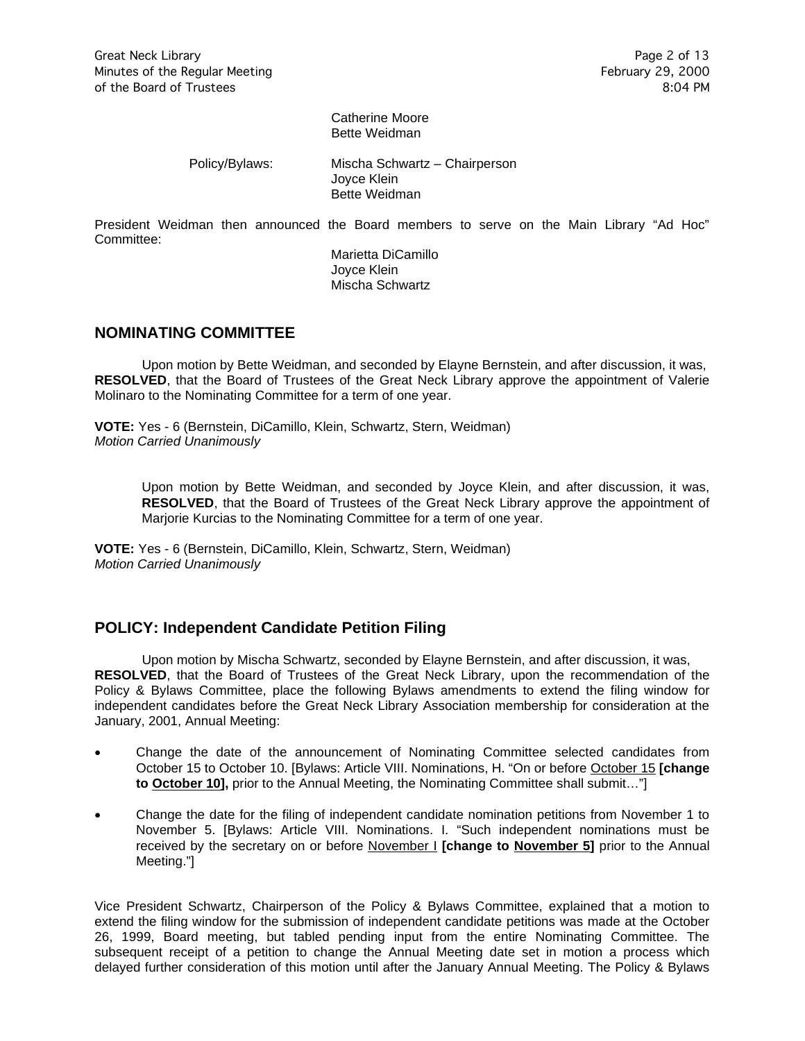Catherine Moore
Bette Weidman

Policy/Bylaws: Mischa Schwartz – Chairperson
Joyce Klein
Bette Weidman

President Weidman then announced the Board members to serve on the Main Library "Ad Hoc" Committee:

Marietta DiCamillo
Joyce Klein
Mischa Schwartz

## NOMINATING COMMITTEE

Upon motion by Bette Weidman, and seconded by Elayne Bernstein, and after discussion, it was, **RESOLVED**, that the Board of Trustees of the Great Neck Library approve the appointment of Valerie Molinaro to the Nominating Committee for a term of one year.

**VOTE:** Yes - 6 (Bernstein, DiCamillo, Klein, Schwartz, Stern, Weidman)
*Motion Carried Unanimously*

Upon motion by Bette Weidman, and seconded by Joyce Klein, and after discussion, it was, **RESOLVED**, that the Board of Trustees of the Great Neck Library approve the appointment of Marjorie Kurcias to the Nominating Committee for a term of one year.

**VOTE:** Yes - 6 (Bernstein, DiCamillo, Klein, Schwartz, Stern, Weidman)
*Motion Carried Unanimously*

## POLICY: Independent Candidate Petition Filing

Upon motion by Mischa Schwartz, seconded by Elayne Bernstein, and after discussion, it was, **RESOLVED**, that the Board of Trustees of the Great Neck Library, upon the recommendation of the Policy & Bylaws Committee, place the following Bylaws amendments to extend the filing window for independent candidates before the Great Neck Library Association membership for consideration at the January, 2001, Annual Meeting:

- Change the date of the announcement of Nominating Committee selected candidates from October 15 to October 10. [Bylaws: Article VIII. Nominations, H. "On or before October 15 **[change to October 10],** prior to the Annual Meeting, the Nominating Committee shall submit…"]
- Change the date for the filing of independent candidate nomination petitions from November 1 to November 5. [Bylaws: Article VIII. Nominations. I. "Such independent nominations must be received by the secretary on or before November I **[change to November 5]** prior to the Annual Meeting."]

Vice President Schwartz, Chairperson of the Policy & Bylaws Committee, explained that a motion to extend the filing window for the submission of independent candidate petitions was made at the October 26, 1999, Board meeting, but tabled pending input from the entire Nominating Committee. The subsequent receipt of a petition to change the Annual Meeting date set in motion a process which delayed further consideration of this motion until after the January Annual Meeting. The Policy & Bylaws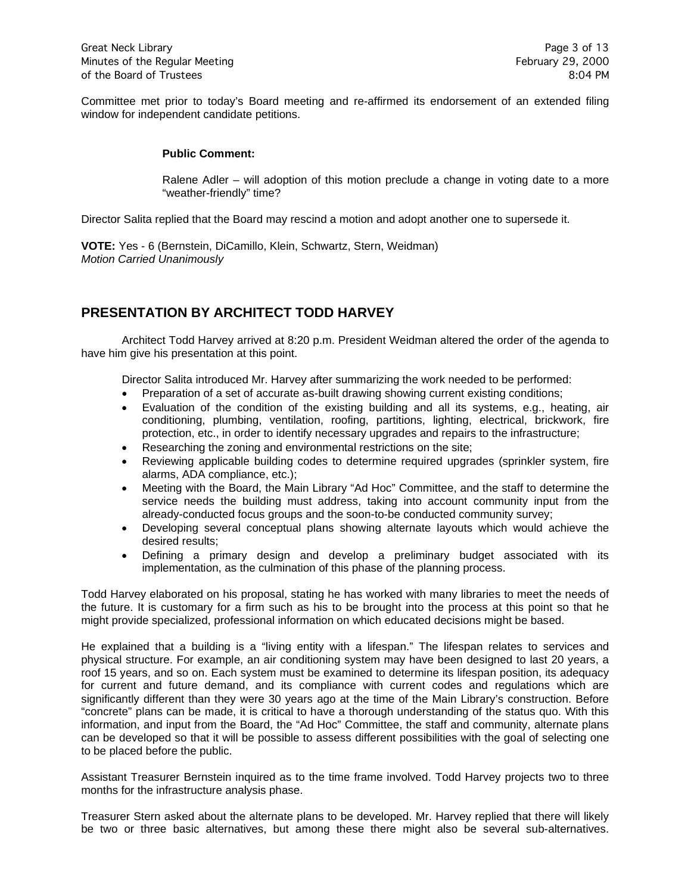Committee met prior to today's Board meeting and re-affirmed its endorsement of an extended filing window for independent candidate petitions.

**Public Comment:**

Ralene Adler – will adoption of this motion preclude a change in voting date to a more "weather-friendly" time?

Director Salita replied that the Board may rescind a motion and adopt another one to supersede it.

**VOTE:** Yes - 6 (Bernstein, DiCamillo, Klein, Schwartz, Stern, Weidman)
*Motion Carried Unanimously*

## PRESENTATION BY ARCHITECT TODD HARVEY

Architect Todd Harvey arrived at 8:20 p.m. President Weidman altered the order of the agenda to have him give his presentation at this point.

Director Salita introduced Mr. Harvey after summarizing the work needed to be performed:

- Preparation of a set of accurate as-built drawing showing current existing conditions;
- Evaluation of the condition of the existing building and all its systems, e.g., heating, air conditioning, plumbing, ventilation, roofing, partitions, lighting, electrical, brickwork, fire protection, etc., in order to identify necessary upgrades and repairs to the infrastructure;
- Researching the zoning and environmental restrictions on the site;
- Reviewing applicable building codes to determine required upgrades (sprinkler system, fire alarms, ADA compliance, etc.);
- Meeting with the Board, the Main Library "Ad Hoc" Committee, and the staff to determine the service needs the building must address, taking into account community input from the already-conducted focus groups and the soon-to-be conducted community survey;
- Developing several conceptual plans showing alternate layouts which would achieve the desired results;
- Defining a primary design and develop a preliminary budget associated with its implementation, as the culmination of this phase of the planning process.

Todd Harvey elaborated on his proposal, stating he has worked with many libraries to meet the needs of the future. It is customary for a firm such as his to be brought into the process at this point so that he might provide specialized, professional information on which educated decisions might be based.

He explained that a building is a "living entity with a lifespan." The lifespan relates to services and physical structure. For example, an air conditioning system may have been designed to last 20 years, a roof 15 years, and so on. Each system must be examined to determine its lifespan position, its adequacy for current and future demand, and its compliance with current codes and regulations which are significantly different than they were 30 years ago at the time of the Main Library's construction. Before "concrete" plans can be made, it is critical to have a thorough understanding of the status quo. With this information, and input from the Board, the "Ad Hoc" Committee, the staff and community, alternate plans can be developed so that it will be possible to assess different possibilities with the goal of selecting one to be placed before the public.

Assistant Treasurer Bernstein inquired as to the time frame involved. Todd Harvey projects two to three months for the infrastructure analysis phase.

Treasurer Stern asked about the alternate plans to be developed. Mr. Harvey replied that there will likely be two or three basic alternatives, but among these there might also be several sub-alternatives.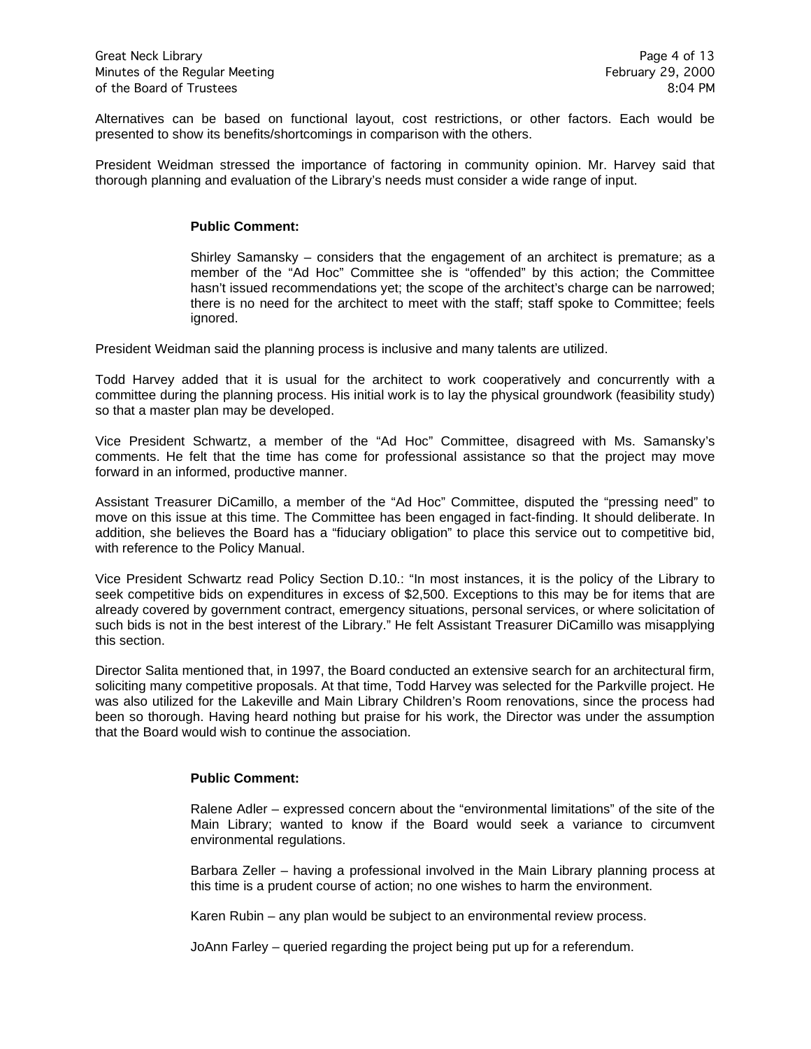Alternatives can be based on functional layout, cost restrictions, or other factors. Each would be presented to show its benefits/shortcomings in comparison with the others.

President Weidman stressed the importance of factoring in community opinion. Mr. Harvey said that thorough planning and evaluation of the Library's needs must consider a wide range of input.

**Public Comment:**

Shirley Samansky – considers that the engagement of an architect is premature; as a member of the "Ad Hoc" Committee she is "offended" by this action; the Committee hasn't issued recommendations yet; the scope of the architect's charge can be narrowed; there is no need for the architect to meet with the staff; staff spoke to Committee; feels ignored.

President Weidman said the planning process is inclusive and many talents are utilized.

Todd Harvey added that it is usual for the architect to work cooperatively and concurrently with a committee during the planning process. His initial work is to lay the physical groundwork (feasibility study) so that a master plan may be developed.

Vice President Schwartz, a member of the "Ad Hoc" Committee, disagreed with Ms. Samansky's comments. He felt that the time has come for professional assistance so that the project may move forward in an informed, productive manner.

Assistant Treasurer DiCamillo, a member of the "Ad Hoc" Committee, disputed the "pressing need" to move on this issue at this time. The Committee has been engaged in fact-finding. It should deliberate. In addition, she believes the Board has a "fiduciary obligation" to place this service out to competitive bid, with reference to the Policy Manual.

Vice President Schwartz read Policy Section D.10.: "In most instances, it is the policy of the Library to seek competitive bids on expenditures in excess of $2,500. Exceptions to this may be for items that are already covered by government contract, emergency situations, personal services, or where solicitation of such bids is not in the best interest of the Library." He felt Assistant Treasurer DiCamillo was misapplying this section.

Director Salita mentioned that, in 1997, the Board conducted an extensive search for an architectural firm, soliciting many competitive proposals. At that time, Todd Harvey was selected for the Parkville project. He was also utilized for the Lakeville and Main Library Children's Room renovations, since the process had been so thorough. Having heard nothing but praise for his work, the Director was under the assumption that the Board would wish to continue the association.

**Public Comment:**

Ralene Adler – expressed concern about the "environmental limitations" of the site of the Main Library; wanted to know if the Board would seek a variance to circumvent environmental regulations.

Barbara Zeller – having a professional involved in the Main Library planning process at this time is a prudent course of action; no one wishes to harm the environment.

Karen Rubin – any plan would be subject to an environmental review process.

JoAnn Farley – queried regarding the project being put up for a referendum.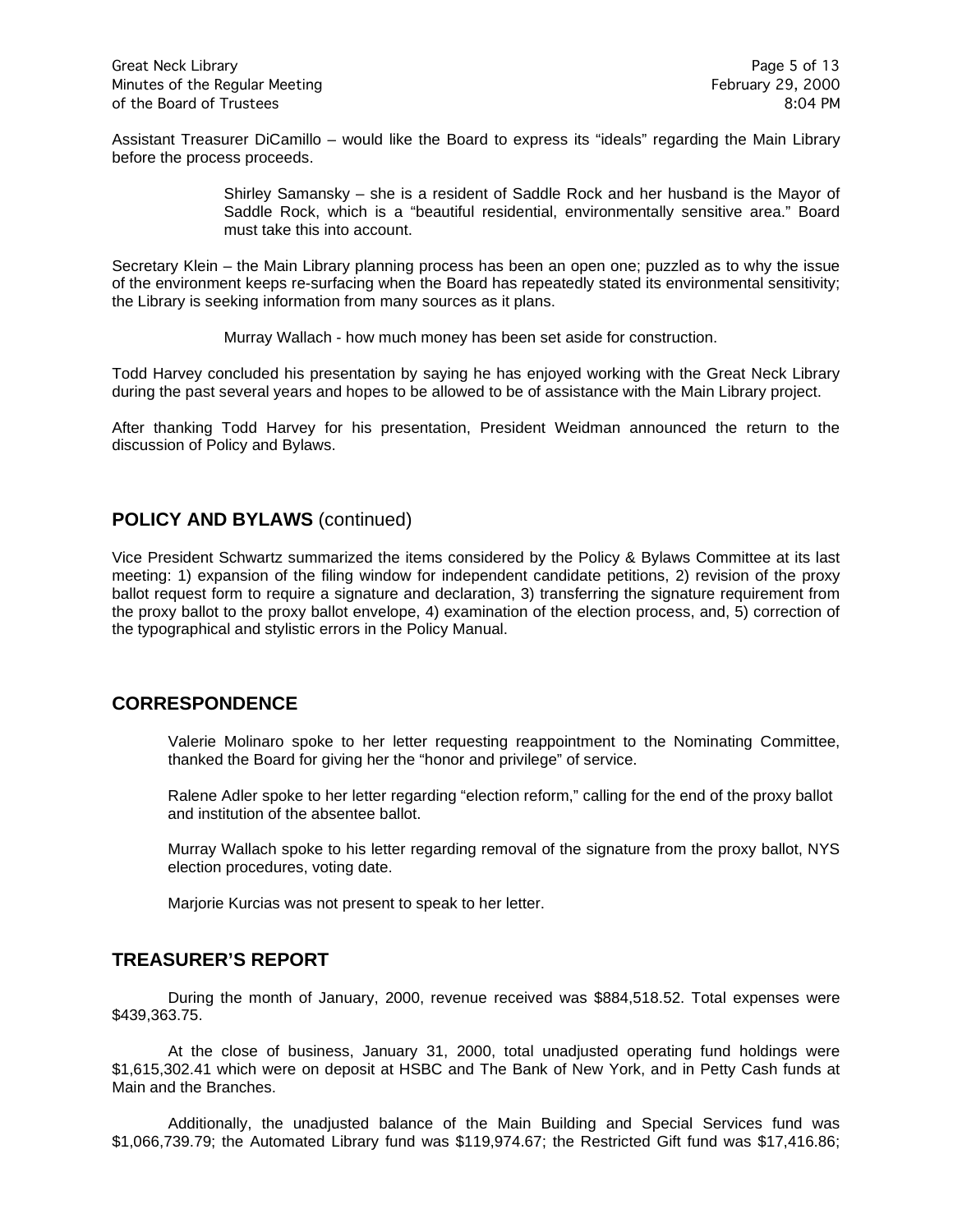Assistant Treasurer DiCamillo – would like the Board to express its "ideals" regarding the Main Library before the process proceeds.

> Shirley Samansky – she is a resident of Saddle Rock and her husband is the Mayor of Saddle Rock, which is a "beautiful residential, environmentally sensitive area." Board must take this into account.

Secretary Klein – the Main Library planning process has been an open one; puzzled as to why the issue of the environment keeps re-surfacing when the Board has repeatedly stated its environmental sensitivity; the Library is seeking information from many sources as it plans.

> Murray Wallach - how much money has been set aside for construction.

Todd Harvey concluded his presentation by saying he has enjoyed working with the Great Neck Library during the past several years and hopes to be allowed to be of assistance with the Main Library project.

After thanking Todd Harvey for his presentation, President Weidman announced the return to the discussion of Policy and Bylaws.

## POLICY AND BYLAWS (continued)

Vice President Schwartz summarized the items considered by the Policy & Bylaws Committee at its last meeting: 1) expansion of the filing window for independent candidate petitions, 2) revision of the proxy ballot request form to require a signature and declaration, 3) transferring the signature requirement from the proxy ballot to the proxy ballot envelope, 4) examination of the election process, and, 5) correction of the typographical and stylistic errors in the Policy Manual.

## CORRESPONDENCE

Valerie Molinaro spoke to her letter requesting reappointment to the Nominating Committee, thanked the Board for giving her the "honor and privilege" of service.

Ralene Adler spoke to her letter regarding "election reform," calling for the end of the proxy ballot and institution of the absentee ballot.

Murray Wallach spoke to his letter regarding removal of the signature from the proxy ballot, NYS election procedures, voting date.

Marjorie Kurcias was not present to speak to her letter.

## TREASURER'S REPORT

During the month of January, 2000, revenue received was $884,518.52. Total expenses were $439,363.75.

At the close of business, January 31, 2000, total unadjusted operating fund holdings were $1,615,302.41 which were on deposit at HSBC and The Bank of New York, and in Petty Cash funds at Main and the Branches.

Additionally, the unadjusted balance of the Main Building and Special Services fund was $1,066,739.79; the Automated Library fund was $119,974.67; the Restricted Gift fund was $17,416.86;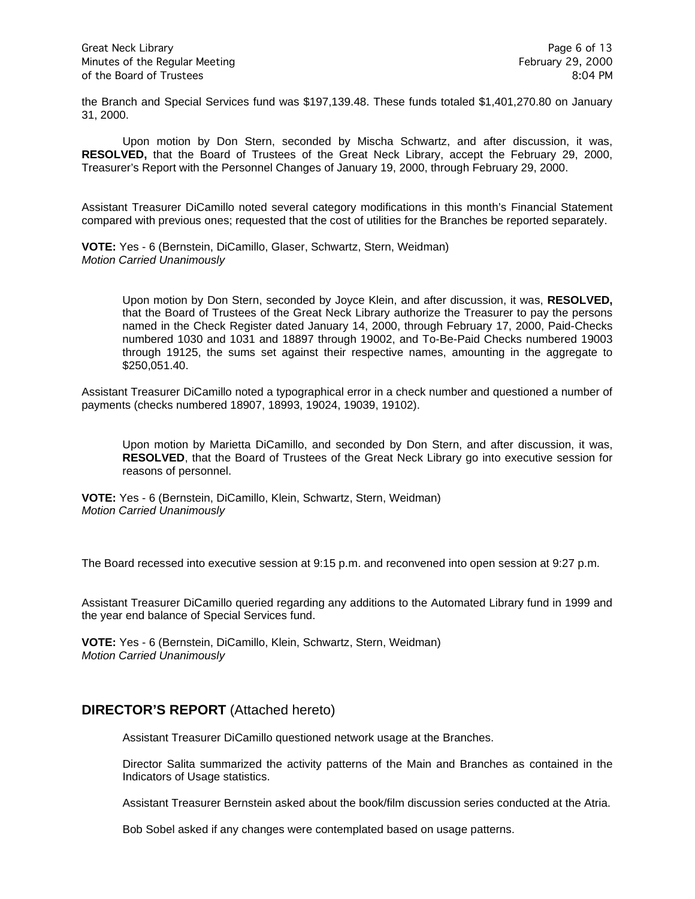the Branch and Special Services fund was $197,139.48. These funds totaled $1,401,270.80 on January 31, 2000.

Upon motion by Don Stern, seconded by Mischa Schwartz, and after discussion, it was, **RESOLVED,** that the Board of Trustees of the Great Neck Library, accept the February 29, 2000, Treasurer's Report with the Personnel Changes of January 19, 2000, through February 29, 2000.

Assistant Treasurer DiCamillo noted several category modifications in this month's Financial Statement compared with previous ones; requested that the cost of utilities for the Branches be reported separately.

**VOTE:** Yes - 6 (Bernstein, DiCamillo, Glaser, Schwartz, Stern, Weidman)
*Motion Carried Unanimously*

Upon motion by Don Stern, seconded by Joyce Klein, and after discussion, it was, **RESOLVED,** that the Board of Trustees of the Great Neck Library authorize the Treasurer to pay the persons named in the Check Register dated January 14, 2000, through February 17, 2000, Paid-Checks numbered 1030 and 1031 and 18897 through 19002, and To-Be-Paid Checks numbered 19003 through 19125, the sums set against their respective names, amounting in the aggregate to $250,051.40.

Assistant Treasurer DiCamillo noted a typographical error in a check number and questioned a number of payments (checks numbered 18907, 18993, 19024, 19039, 19102).

Upon motion by Marietta DiCamillo, and seconded by Don Stern, and after discussion, it was, **RESOLVED**, that the Board of Trustees of the Great Neck Library go into executive session for reasons of personnel.

**VOTE:** Yes - 6 (Bernstein, DiCamillo, Klein, Schwartz, Stern, Weidman)
*Motion Carried Unanimously*

The Board recessed into executive session at 9:15 p.m. and reconvened into open session at 9:27 p.m.

Assistant Treasurer DiCamillo queried regarding any additions to the Automated Library fund in 1999 and the year end balance of Special Services fund.

**VOTE:** Yes - 6 (Bernstein, DiCamillo, Klein, Schwartz, Stern, Weidman)
*Motion Carried Unanimously*

## DIRECTOR'S REPORT (Attached hereto)

Assistant Treasurer DiCamillo questioned network usage at the Branches.

Director Salita summarized the activity patterns of the Main and Branches as contained in the Indicators of Usage statistics.

Assistant Treasurer Bernstein asked about the book/film discussion series conducted at the Atria.

Bob Sobel asked if any changes were contemplated based on usage patterns.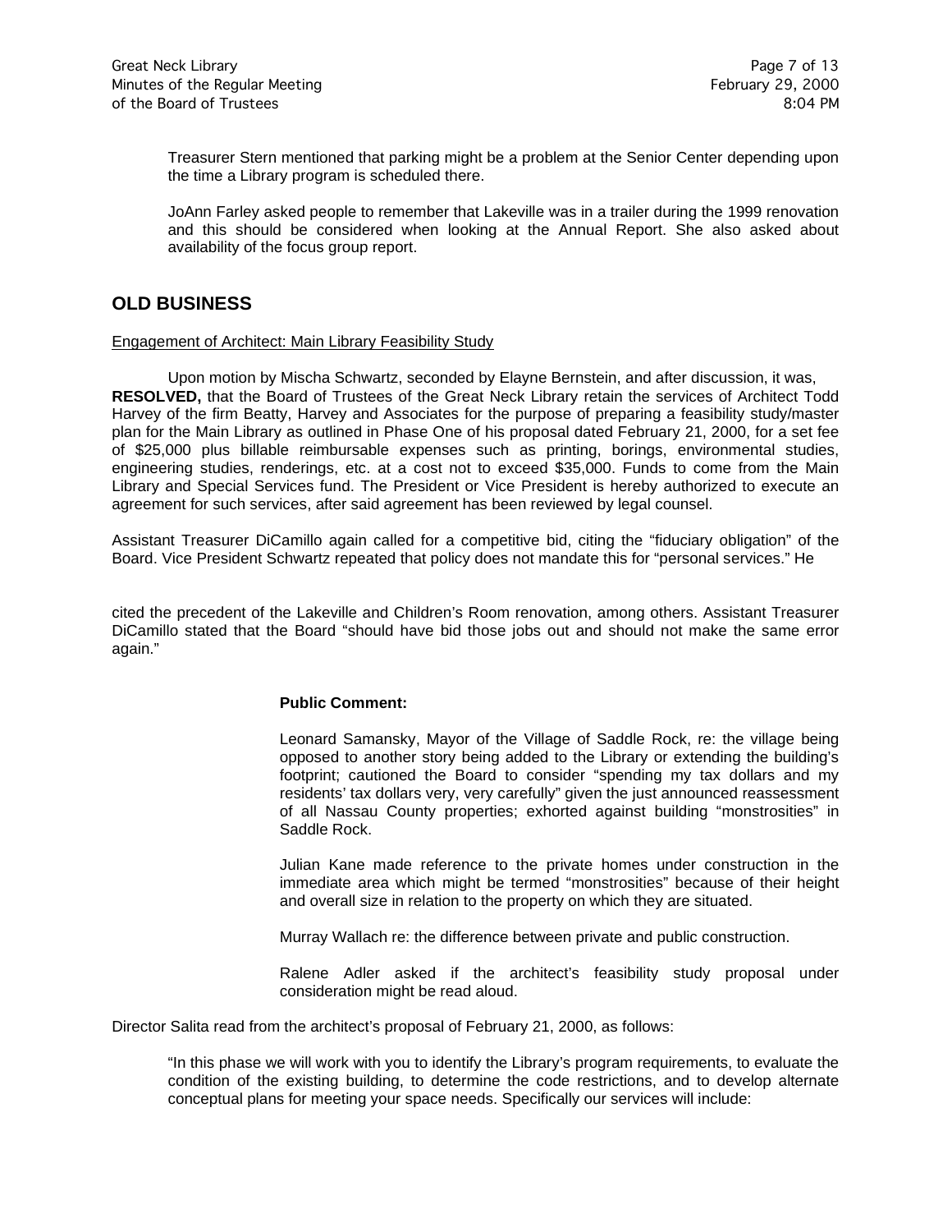Treasurer Stern mentioned that parking might be a problem at the Senior Center depending upon the time a Library program is scheduled there.

JoAnn Farley asked people to remember that Lakeville was in a trailer during the 1999 renovation and this should be considered when looking at the Annual Report. She also asked about availability of the focus group report.

## OLD BUSINESS

Engagement of Architect: Main Library Feasibility Study

Upon motion by Mischa Schwartz, seconded by Elayne Bernstein, and after discussion, it was, **RESOLVED,** that the Board of Trustees of the Great Neck Library retain the services of Architect Todd Harvey of the firm Beatty, Harvey and Associates for the purpose of preparing a feasibility study/master plan for the Main Library as outlined in Phase One of his proposal dated February 21, 2000, for a set fee of $25,000 plus billable reimbursable expenses such as printing, borings, environmental studies, engineering studies, renderings, etc. at a cost not to exceed $35,000. Funds to come from the Main Library and Special Services fund. The President or Vice President is hereby authorized to execute an agreement for such services, after said agreement has been reviewed by legal counsel.

Assistant Treasurer DiCamillo again called for a competitive bid, citing the "fiduciary obligation" of the Board. Vice President Schwartz repeated that policy does not mandate this for "personal services." He cited the precedent of the Lakeville and Children's Room renovation, among others. Assistant Treasurer DiCamillo stated that the Board "should have bid those jobs out and should not make the same error again."

**Public Comment:**

Leonard Samansky, Mayor of the Village of Saddle Rock, re: the village being opposed to another story being added to the Library or extending the building's footprint; cautioned the Board to consider "spending my tax dollars and my residents' tax dollars very, very carefully" given the just announced reassessment of all Nassau County properties; exhorted against building "monstrosities" in Saddle Rock.

Julian Kane made reference to the private homes under construction in the immediate area which might be termed "monstrosities" because of their height and overall size in relation to the property on which they are situated.

Murray Wallach re: the difference between private and public construction.

Ralene Adler asked if the architect's feasibility study proposal under consideration might be read aloud.

Director Salita read from the architect's proposal of February 21, 2000, as follows:

"In this phase we will work with you to identify the Library's program requirements, to evaluate the condition of the existing building, to determine the code restrictions, and to develop alternate conceptual plans for meeting your space needs. Specifically our services will include: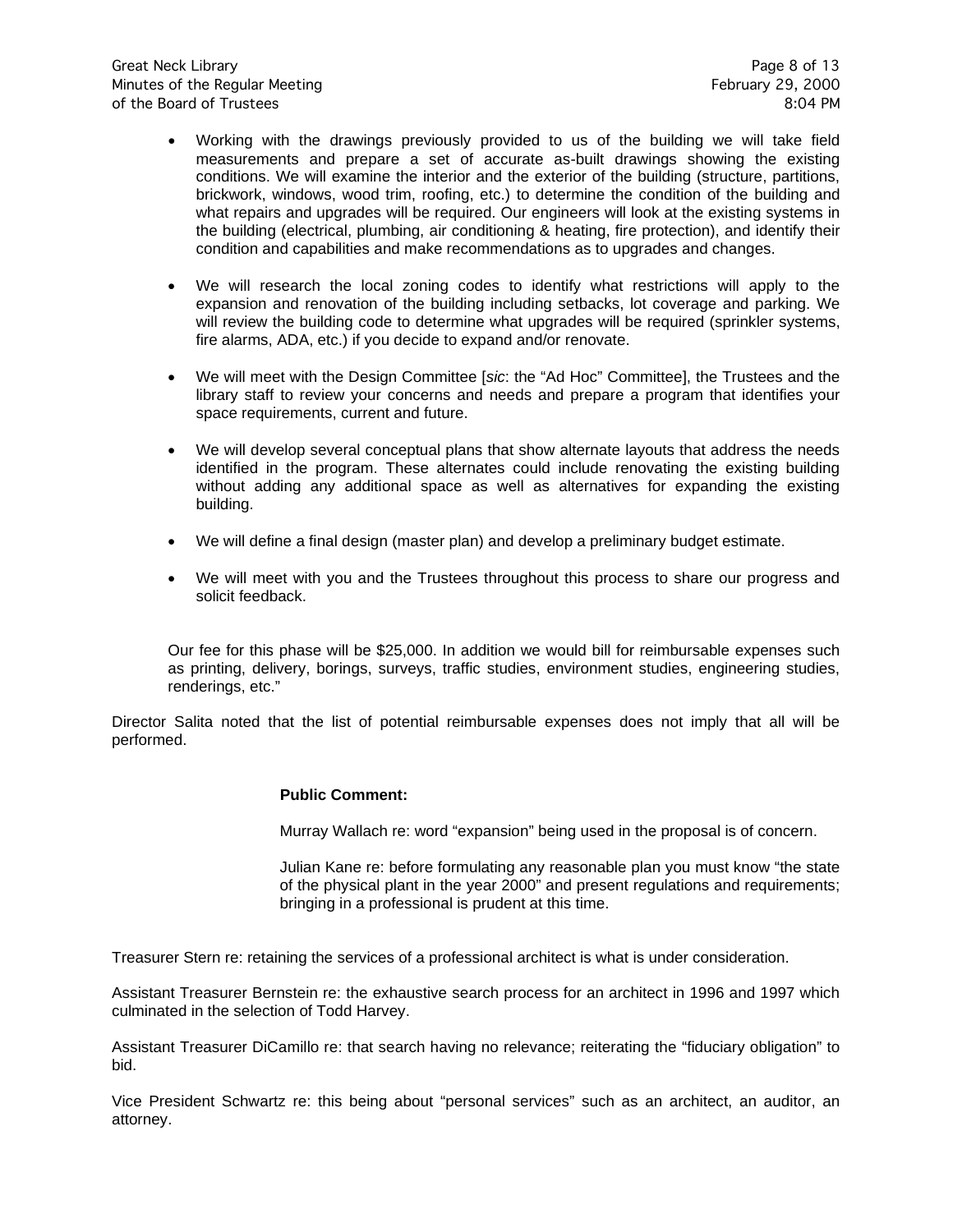- Working with the drawings previously provided to us of the building we will take field measurements and prepare a set of accurate as-built drawings showing the existing conditions. We will examine the interior and the exterior of the building (structure, partitions, brickwork, windows, wood trim, roofing, etc.) to determine the condition of the building and what repairs and upgrades will be required. Our engineers will look at the existing systems in the building (electrical, plumbing, air conditioning & heating, fire protection), and identify their condition and capabilities and make recommendations as to upgrades and changes.

- We will research the local zoning codes to identify what restrictions will apply to the expansion and renovation of the building including setbacks, lot coverage and parking. We will review the building code to determine what upgrades will be required (sprinkler systems, fire alarms, ADA, etc.) if you decide to expand and/or renovate.

- We will meet with the Design Committee [*sic*: the "Ad Hoc" Committee], the Trustees and the library staff to review your concerns and needs and prepare a program that identifies your space requirements, current and future.

- We will develop several conceptual plans that show alternate layouts that address the needs identified in the program. These alternates could include renovating the existing building without adding any additional space as well as alternatives for expanding the existing building.

- We will define a final design (master plan) and develop a preliminary budget estimate.

- We will meet with you and the Trustees throughout this process to share our progress and solicit feedback.

Our fee for this phase will be $25,000. In addition we would bill for reimbursable expenses such as printing, delivery, borings, surveys, traffic studies, environment studies, engineering studies, renderings, etc."

Director Salita noted that the list of potential reimbursable expenses does not imply that all will be performed.

**Public Comment:**

Murray Wallach re: word "expansion" being used in the proposal is of concern.

Julian Kane re: before formulating any reasonable plan you must know "the state of the physical plant in the year 2000" and present regulations and requirements; bringing in a professional is prudent at this time.

Treasurer Stern re: retaining the services of a professional architect is what is under consideration.

Assistant Treasurer Bernstein re: the exhaustive search process for an architect in 1996 and 1997 which culminated in the selection of Todd Harvey.

Assistant Treasurer DiCamillo re: that search having no relevance; reiterating the "fiduciary obligation" to bid.

Vice President Schwartz re: this being about "personal services" such as an architect, an auditor, an attorney.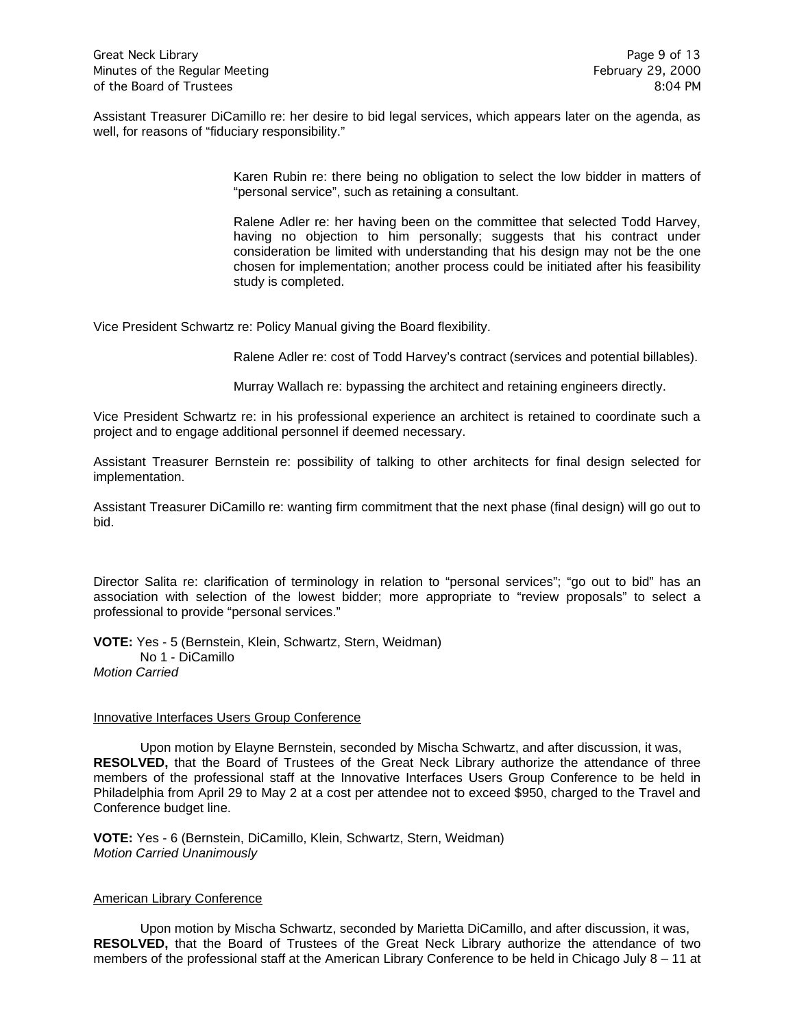Assistant Treasurer DiCamillo re: her desire to bid legal services, which appears later on the agenda, as well, for reasons of "fiduciary responsibility."

> Karen Rubin re: there being no obligation to select the low bidder in matters of "personal service", such as retaining a consultant.
>
> Ralene Adler re: her having been on the committee that selected Todd Harvey, having no objection to him personally; suggests that his contract under consideration be limited with understanding that his design may not be the one chosen for implementation; another process could be initiated after his feasibility study is completed.

Vice President Schwartz re: Policy Manual giving the Board flexibility.

> Ralene Adler re: cost of Todd Harvey's contract (services and potential billables).
>
> Murray Wallach re: bypassing the architect and retaining engineers directly.

Vice President Schwartz re: in his professional experience an architect is retained to coordinate such a project and to engage additional personnel if deemed necessary.

Assistant Treasurer Bernstein re: possibility of talking to other architects for final design selected for implementation.

Assistant Treasurer DiCamillo re: wanting firm commitment that the next phase (final design) will go out to bid.

Director Salita re: clarification of terminology in relation to "personal services"; "go out to bid" has an association with selection of the lowest bidder; more appropriate to "review proposals" to select a professional to provide "personal services."

**VOTE:** Yes - 5 (Bernstein, Klein, Schwartz, Stern, Weidman)
No 1 - DiCamillo
*Motion Carried*

<u>Innovative Interfaces Users Group Conference</u>

Upon motion by Elayne Bernstein, seconded by Mischa Schwartz, and after discussion, it was,
**RESOLVED,** that the Board of Trustees of the Great Neck Library authorize the attendance of three members of the professional staff at the Innovative Interfaces Users Group Conference to be held in Philadelphia from April 29 to May 2 at a cost per attendee not to exceed $950, charged to the Travel and Conference budget line.

**VOTE:** Yes - 6 (Bernstein, DiCamillo, Klein, Schwartz, Stern, Weidman)
*Motion Carried Unanimously*

<u>American Library Conference</u>

Upon motion by Mischa Schwartz, seconded by Marietta DiCamillo, and after discussion, it was,
**RESOLVED,** that the Board of Trustees of the Great Neck Library authorize the attendance of two members of the professional staff at the American Library Conference to be held in Chicago July 8 – 11 at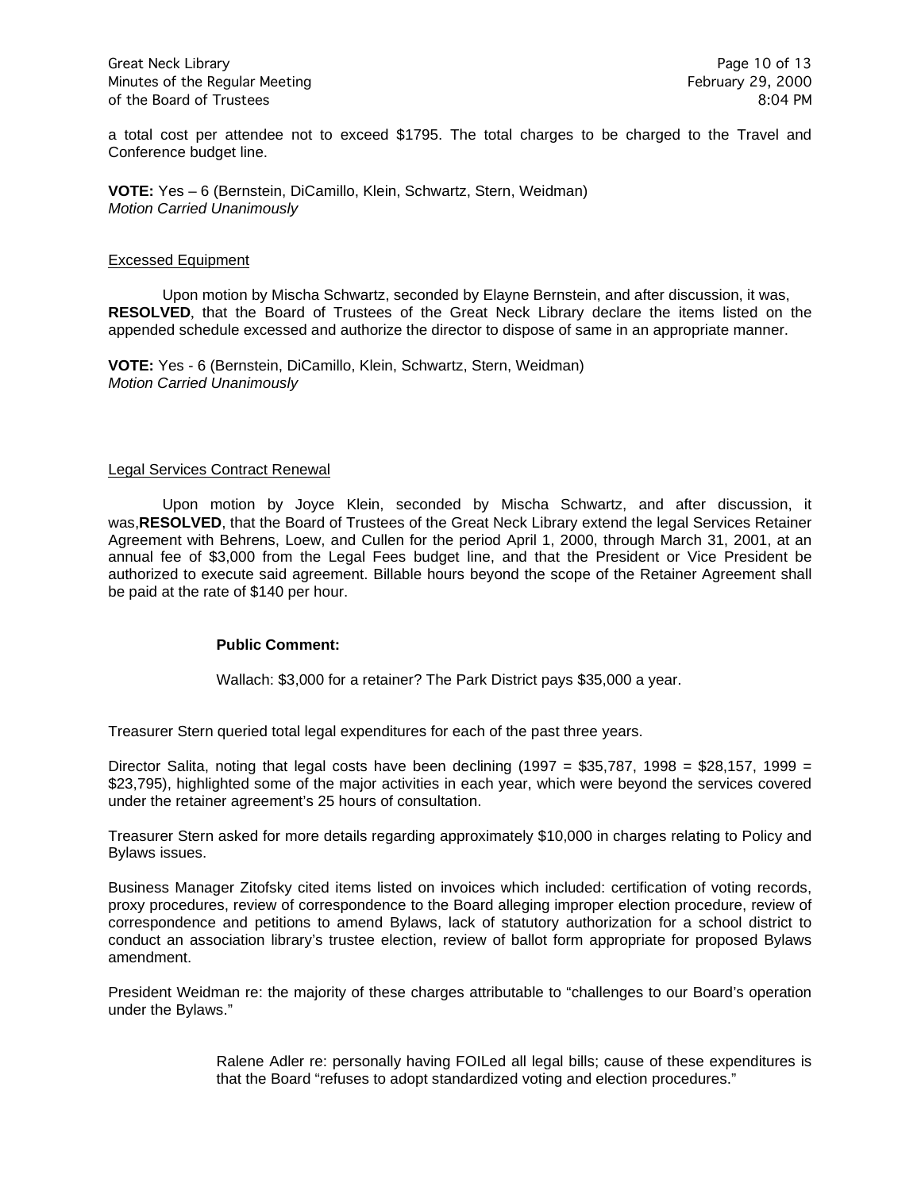a total cost per attendee not to exceed $1795. The total charges to be charged to the Travel and Conference budget line.

**VOTE:** Yes – 6 (Bernstein, DiCamillo, Klein, Schwartz, Stern, Weidman)
*Motion Carried Unanimously*

Excessed Equipment

Upon motion by Mischa Schwartz, seconded by Elayne Bernstein, and after discussion, it was, **RESOLVED**, that the Board of Trustees of the Great Neck Library declare the items listed on the appended schedule excessed and authorize the director to dispose of same in an appropriate manner.

**VOTE:** Yes - 6 (Bernstein, DiCamillo, Klein, Schwartz, Stern, Weidman)
*Motion Carried Unanimously*

Legal Services Contract Renewal

Upon motion by Joyce Klein, seconded by Mischa Schwartz, and after discussion, it was,**RESOLVED**, that the Board of Trustees of the Great Neck Library extend the legal Services Retainer Agreement with Behrens, Loew, and Cullen for the period April 1, 2000, through March 31, 2001, at an annual fee of $3,000 from the Legal Fees budget line, and that the President or Vice President be authorized to execute said agreement. Billable hours beyond the scope of the Retainer Agreement shall be paid at the rate of $140 per hour.

**Public Comment:**

Wallach: $3,000 for a retainer? The Park District pays $35,000 a year.

Treasurer Stern queried total legal expenditures for each of the past three years.

Director Salita, noting that legal costs have been declining (1997 = $35,787, 1998 = $28,157, 1999 = $23,795), highlighted some of the major activities in each year, which were beyond the services covered under the retainer agreement's 25 hours of consultation.

Treasurer Stern asked for more details regarding approximately $10,000 in charges relating to Policy and Bylaws issues.

Business Manager Zitofsky cited items listed on invoices which included: certification of voting records, proxy procedures, review of correspondence to the Board alleging improper election procedure, review of correspondence and petitions to amend Bylaws, lack of statutory authorization for a school district to conduct an association library's trustee election, review of ballot form appropriate for proposed Bylaws amendment.

President Weidman re: the majority of these charges attributable to "challenges to our Board's operation under the Bylaws."

Ralene Adler re: personally having FOILed all legal bills; cause of these expenditures is that the Board "refuses to adopt standardized voting and election procedures."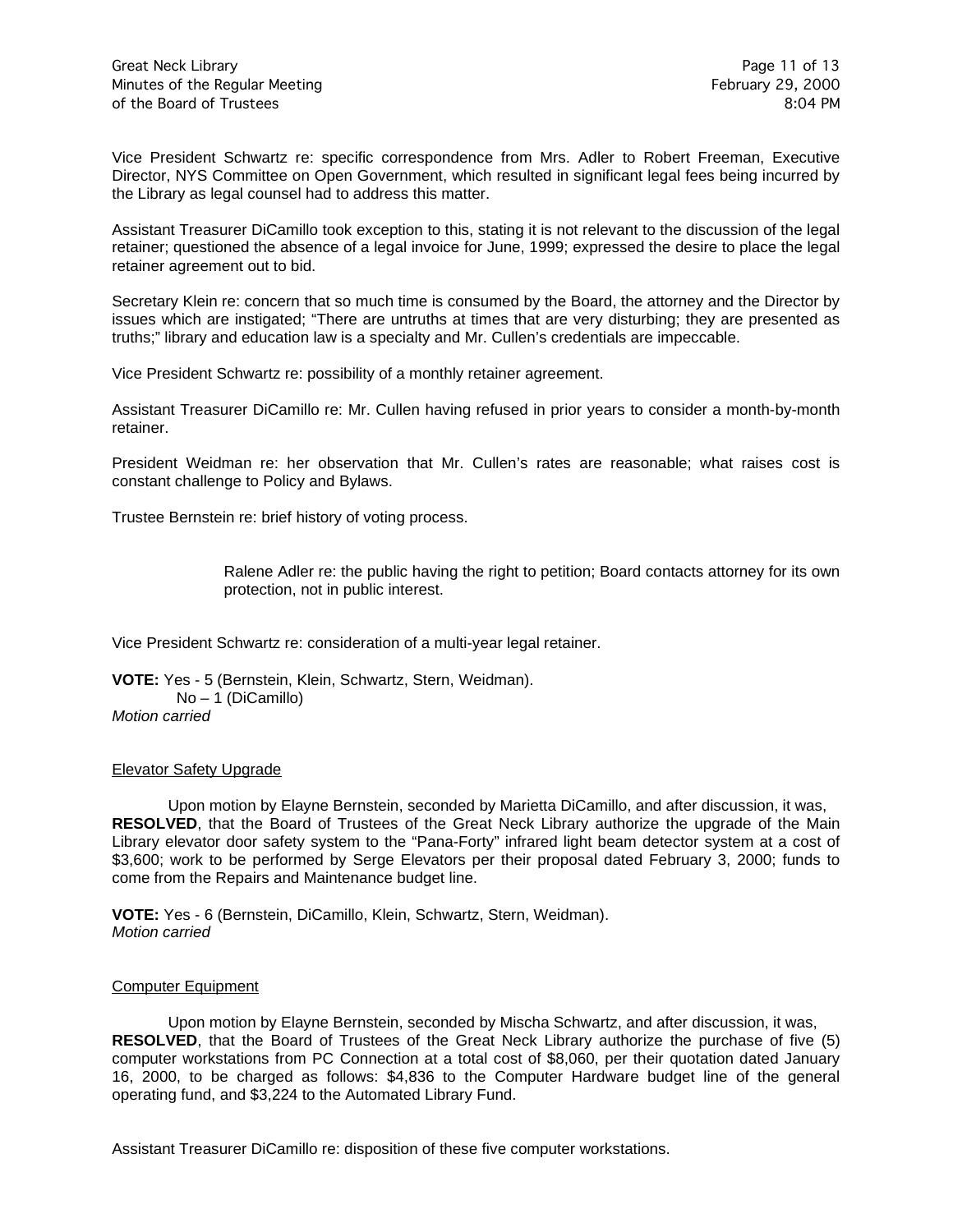Vice President Schwartz re: specific correspondence from Mrs. Adler to Robert Freeman, Executive Director, NYS Committee on Open Government, which resulted in significant legal fees being incurred by the Library as legal counsel had to address this matter.

Assistant Treasurer DiCamillo took exception to this, stating it is not relevant to the discussion of the legal retainer; questioned the absence of a legal invoice for June, 1999; expressed the desire to place the legal retainer agreement out to bid.

Secretary Klein re: concern that so much time is consumed by the Board, the attorney and the Director by issues which are instigated; "There are untruths at times that are very disturbing; they are presented as truths;" library and education law is a specialty and Mr. Cullen's credentials are impeccable.

Vice President Schwartz re: possibility of a monthly retainer agreement.

Assistant Treasurer DiCamillo re: Mr. Cullen having refused in prior years to consider a month-by-month retainer.

President Weidman re: her observation that Mr. Cullen's rates are reasonable; what raises cost is constant challenge to Policy and Bylaws.

Trustee Bernstein re: brief history of voting process.

> Ralene Adler re: the public having the right to petition; Board contacts attorney for its own protection, not in public interest.

Vice President Schwartz re: consideration of a multi-year legal retainer.

**VOTE:** Yes - 5 (Bernstein, Klein, Schwartz, Stern, Weidman).
No – 1 (DiCamillo)
*Motion carried*

Elevator Safety Upgrade

Upon motion by Elayne Bernstein, seconded by Marietta DiCamillo, and after discussion, it was, **RESOLVED**, that the Board of Trustees of the Great Neck Library authorize the upgrade of the Main Library elevator door safety system to the "Pana-Forty" infrared light beam detector system at a cost of $3,600; work to be performed by Serge Elevators per their proposal dated February 3, 2000; funds to come from the Repairs and Maintenance budget line.

**VOTE:** Yes - 6 (Bernstein, DiCamillo, Klein, Schwartz, Stern, Weidman).
*Motion carried*

Computer Equipment

Upon motion by Elayne Bernstein, seconded by Mischa Schwartz, and after discussion, it was, **RESOLVED**, that the Board of Trustees of the Great Neck Library authorize the purchase of five (5) computer workstations from PC Connection at a total cost of $8,060, per their quotation dated January 16, 2000, to be charged as follows: $4,836 to the Computer Hardware budget line of the general operating fund, and $3,224 to the Automated Library Fund.

Assistant Treasurer DiCamillo re: disposition of these five computer workstations.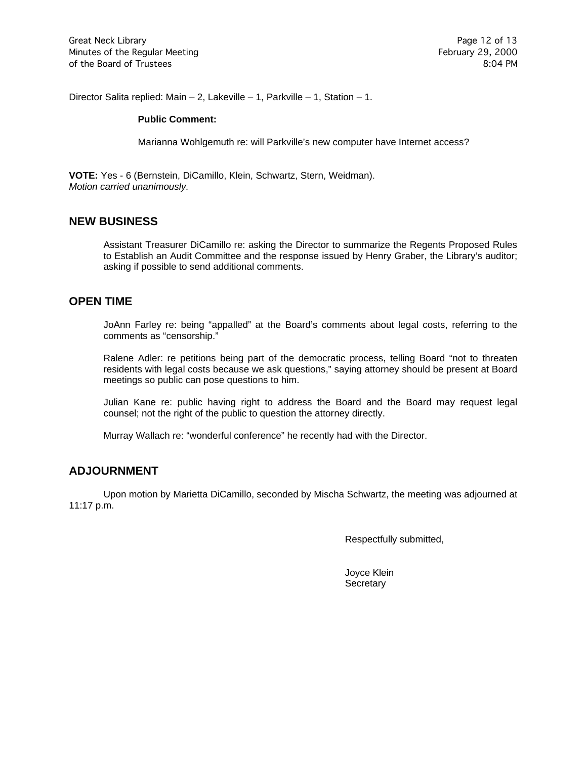Director Salita replied: Main – 2, Lakeville – 1, Parkville – 1, Station – 1.

**Public Comment:**

Marianna Wohlgemuth re: will Parkville's new computer have Internet access?

**VOTE:** Yes - 6 (Bernstein, DiCamillo, Klein, Schwartz, Stern, Weidman).
*Motion carried unanimously.*

## NEW BUSINESS

Assistant Treasurer DiCamillo re: asking the Director to summarize the Regents Proposed Rules to Establish an Audit Committee and the response issued by Henry Graber, the Library's auditor; asking if possible to send additional comments.

## OPEN TIME

JoAnn Farley re: being "appalled" at the Board's comments about legal costs, referring to the comments as "censorship."

Ralene Adler: re petitions being part of the democratic process, telling Board "not to threaten residents with legal costs because we ask questions," saying attorney should be present at Board meetings so public can pose questions to him.

Julian Kane re: public having right to address the Board and the Board may request legal counsel; not the right of the public to question the attorney directly.

Murray Wallach re: "wonderful conference" he recently had with the Director.

## ADJOURNMENT

Upon motion by Marietta DiCamillo, seconded by Mischa Schwartz, the meeting was adjourned at 11:17 p.m.

Respectfully submitted,

Joyce Klein
Secretary